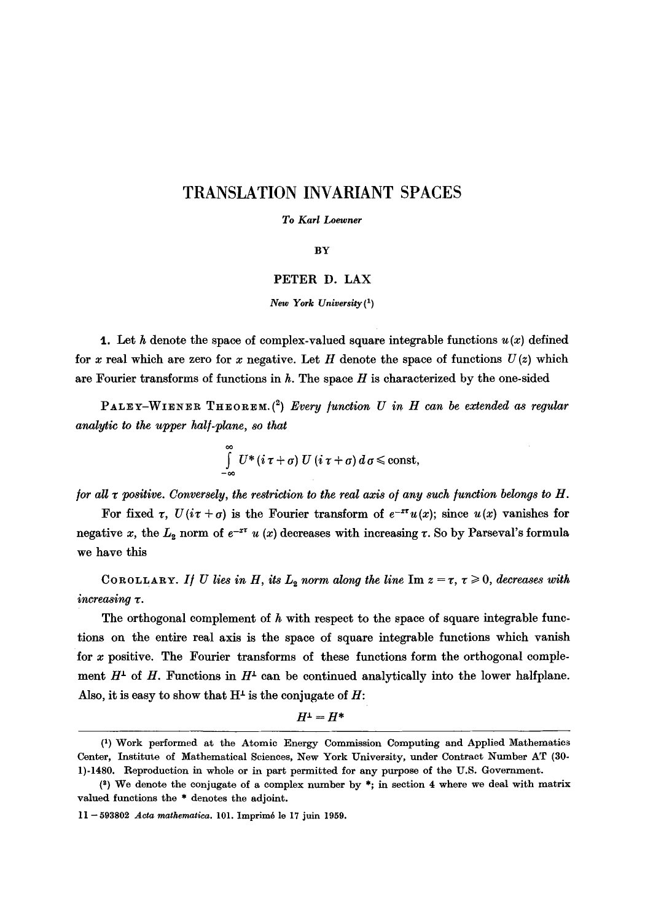# TRANSLATION INVARIANT SPACES

*To Karl Loewner*

BY

PETER D. LAX

*New York University* [1]

**1.** Let $h$ denote the space of complex-valued square integrable functions $u(x)$ defined for $x$ real which are zero for $x$ negative. Let $H$ denote the space of functions $U(z)$ which are Fourier transforms of functions in $h$. The space $H$ is characterized by the one-sided

PALEY–WIENER THEOREM. [2] *Every function $U$ in $H$ can be extended as regular analytic to the upper half-plane, so that*

$$\int_{-\infty}^{\infty} U^*(i\tau+\sigma)\, U(i\tau+\sigma)\, d\sigma \leqslant \text{const},$$

*for all $\tau$ positive. Conversely, the restriction to the real axis of any such function belongs to $H$.*

For fixed $\tau$, $U(i\tau+\sigma)$ is the Fourier transform of $e^{-x\tau}u(x)$; since $u(x)$ vanishes for negative $x$, the $L_2$ norm of $e^{-x\tau}\, u(x)$ decreases with increasing $\tau$. So by Parseval's formula we have this

COROLLARY. *If $U$ lies in $H$, its $L_2$ norm along the line $\operatorname{Im} z = \tau$, $\tau \geqslant 0$, decreases with increasing $\tau$.*

The orthogonal complement of $h$ with respect to the space of square integrable functions on the entire real axis is the space of square integrable functions which vanish for $x$ positive. The Fourier transforms of these functions form the orthogonal complement $H^{\perp}$ of $H$. Functions in $H^{\perp}$ can be continued analytically into the lower halfplane. Also, it is easy to show that $H^{\perp}$ is the conjugate of $H$:

$$H^{\perp} = H^*$$

---

[1] Work performed at the Atomic Energy Commission Computing and Applied Mathematics Center, Institute of Mathematical Sciences, New York University, under Contract Number AT (30-1)-1480. Reproduction in whole or in part permitted for any purpose of the U.S. Government.

[2] We denote the conjugate of a complex number by *; in section 4 where we deal with matrix valued functions the * denotes the adjoint.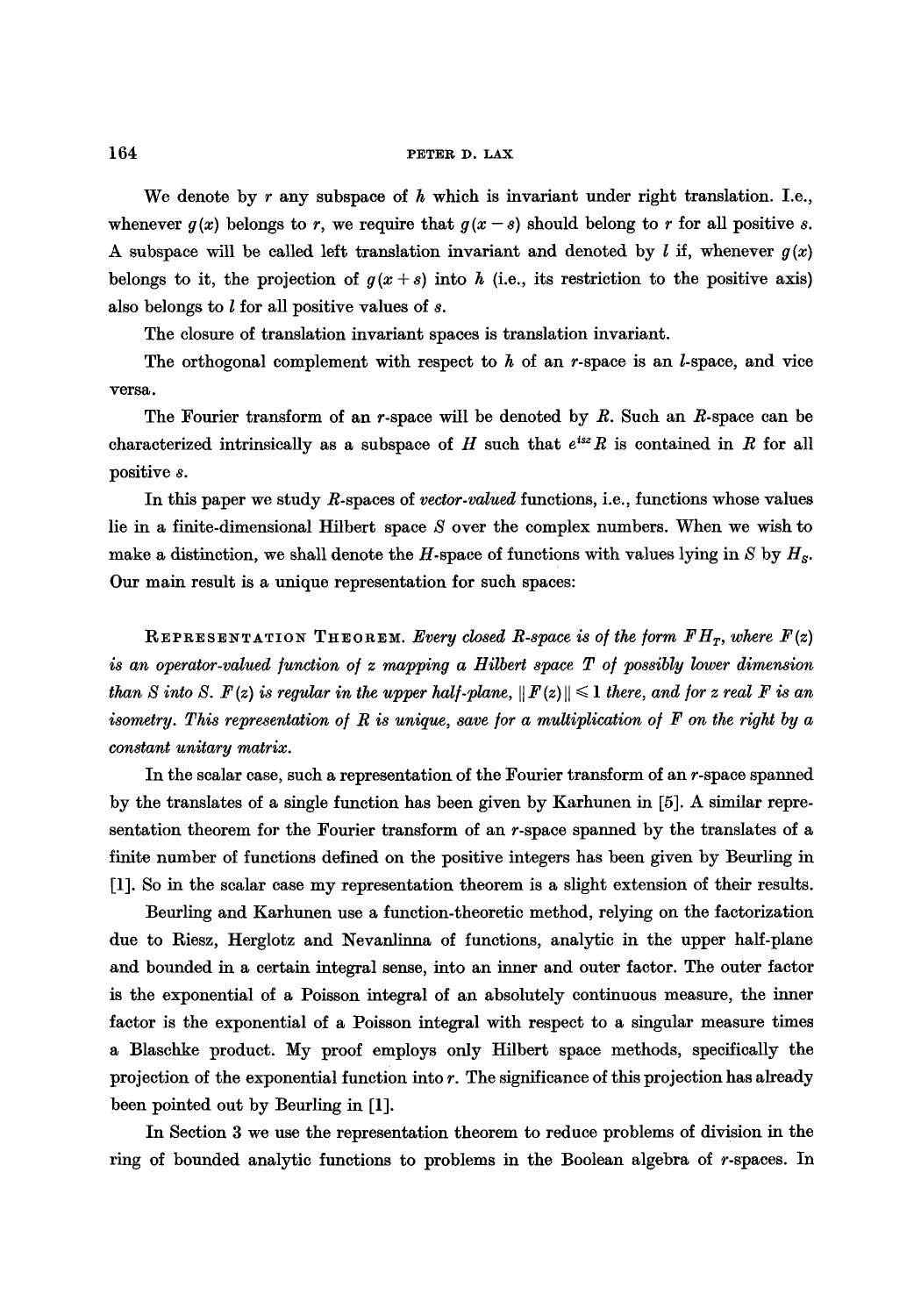We denote by $r$ any subspace of $h$ which is invariant under right translation. I.e., whenever $g(x)$ belongs to $r$, we require that $g(x-s)$ should belong to $r$ for all positive $s$. A subspace will be called left translation invariant and denoted by $l$ if, whenever $g(x)$ belongs to it, the projection of $g(x+s)$ into $h$ (i.e., its restriction to the positive axis) also belongs to $l$ for all positive values of $s$.

The closure of translation invariant spaces is translation invariant.

The orthogonal complement with respect to $h$ of an $r$-space is an $l$-space, and vice versa.

The Fourier transform of an $r$-space will be denoted by $R$. Such an $R$-space can be characterized intrinsically as a subspace of $H$ such that $e^{isz}R$ is contained in $R$ for all positive $s$.

In this paper we study $R$-spaces of *vector-valued* functions, i.e., functions whose values lie in a finite-dimensional Hilbert space $S$ over the complex numbers. When we wish to make a distinction, we shall denote the $H$-space of functions with values lying in $S$ by $H_S$. Our main result is a unique representation for such spaces:

REPRESENTATION THEOREM. *Every closed $R$-space is of the form $FH_T$, where $F(z)$ is an operator-valued function of $z$ mapping a Hilbert space $T$ of possibly lower dimension than $S$ into $S$. $F(z)$ is regular in the upper half-plane, $\|F(z)\| \leqslant 1$ there, and for $z$ real $F$ is an isometry. This representation of $R$ is unique, save for a multiplication of $F$ on the right by a constant unitary matrix.*

In the scalar case, such a representation of the Fourier transform of an $r$-space spanned by the translates of a single function has been given by Karhunen in [5]. A similar representation theorem for the Fourier transform of an $r$-space spanned by the translates of a finite number of functions defined on the positive integers has been given by Beurling in [1]. So in the scalar case my representation theorem is a slight extension of their results.

Beurling and Karhunen use a function-theoretic method, relying on the factorization due to Riesz, Herglotz and Nevanlinna of functions, analytic in the upper half-plane and bounded in a certain integral sense, into an inner and outer factor. The outer factor is the exponential of a Poisson integral of an absolutely continuous measure, the inner factor is the exponential of a Poisson integral with respect to a singular measure times a Blaschke product. My proof employs only Hilbert space methods, specifically the projection of the exponential function into $r$. The significance of this projection has already been pointed out by Beurling in [1].

In Section 3 we use the representation theorem to reduce problems of division in the ring of bounded analytic functions to problems in the Boolean algebra of $r$-spaces. In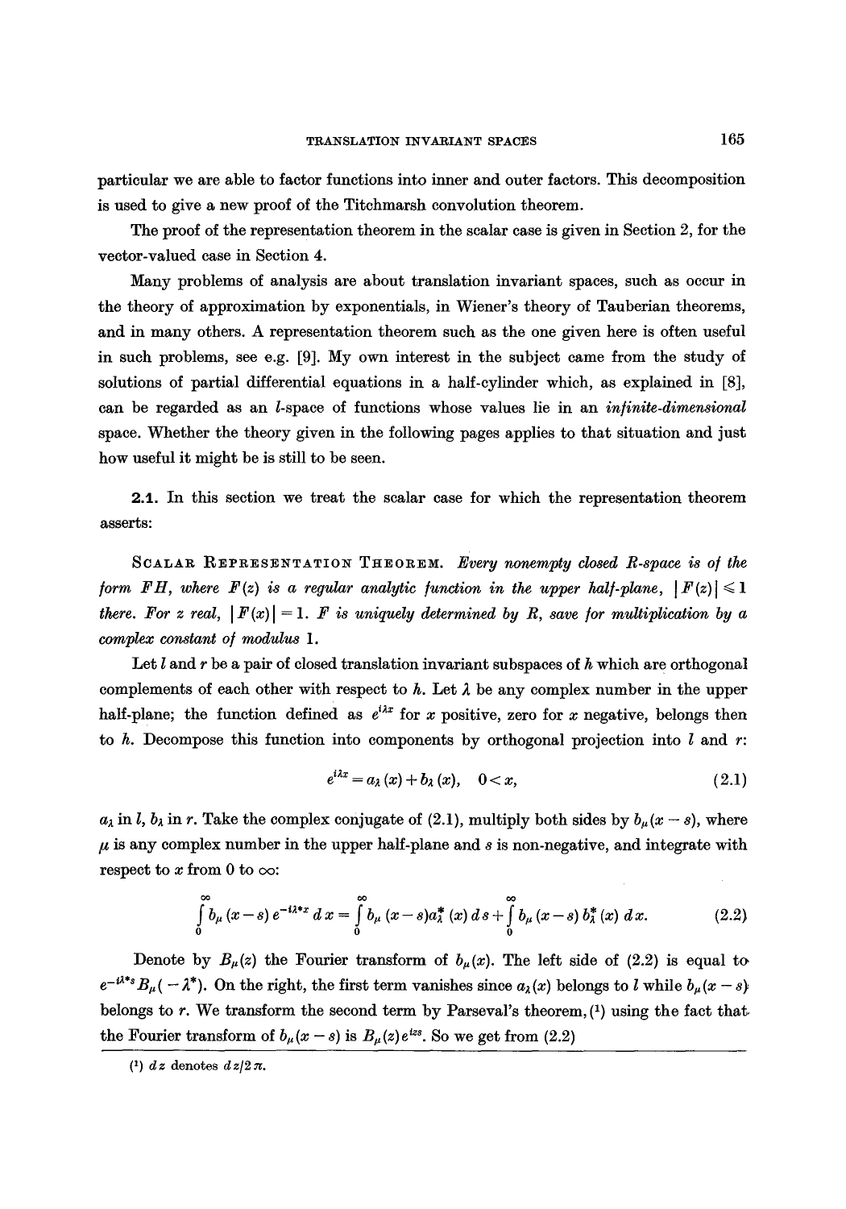particular we are able to factor functions into inner and outer factors. This decomposition is used to give a new proof of the Titchmarsh convolution theorem.

The proof of the representation theorem in the scalar case is given in Section 2, for the vector-valued case in Section 4.

Many problems of analysis are about translation invariant spaces, such as occur in the theory of approximation by exponentials, in Wiener's theory of Tauberian theorems, and in many others. A representation theorem such as the one given here is often useful in such problems, see e.g. [9]. My own interest in the subject came from the study of solutions of partial differential equations in a half-cylinder which, as explained in [8], can be regarded as an $l$-space of functions whose values lie in an *infinite-dimensional* space. Whether the theory given in the following pages applies to that situation and just how useful it might be is still to be seen.

**2.1.** In this section we treat the scalar case for which the representation theorem asserts:

SCALAR REPRESENTATION THEOREM. *Every nonempty closed $R$-space is of the form $FH$, where $F(z)$ is a regular analytic function in the upper half-plane, $|F(z)| \leqslant 1$ there. For $z$ real, $|F(x)| = 1$. $F$ is uniquely determined by $R$, save for multiplication by a complex constant of modulus 1.*

Let $l$ and $r$ be a pair of closed translation invariant subspaces of $h$ which are orthogonal complements of each other with respect to $h$. Let $\lambda$ be any complex number in the upper half-plane; the function defined as $e^{i\lambda x}$ for $x$ positive, zero for $x$ negative, belongs then to $h$. Decompose this function into components by orthogonal projection into $l$ and $r$:

$$e^{i\lambda x} = a_\lambda(x) + b_\lambda(x), \quad 0 < x, \tag{2.1}$$

$a_\lambda$ in $l$, $b_\lambda$ in $r$. Take the complex conjugate of (2.1), multiply both sides by $b_\mu(x-s)$, where $\mu$ is any complex number in the upper half-plane and $s$ is non-negative, and integrate with respect to $x$ from 0 to $\infty$:

$$\int_0^\infty b_\mu(x-s)\, e^{-i\lambda^* x}\, dx = \int_0^\infty b_\mu(x-s) a_\lambda^*(x)\, ds + \int_0^\infty b_\mu(x-s)\, b_\lambda^*(x)\, dx. \tag{2.2}$$

Denote by $B_\mu(z)$ the Fourier transform of $b_\mu(x)$. The left side of (2.2) is equal to $e^{-i\lambda^* s} B_\mu(-\lambda^*)$. On the right, the first term vanishes since $a_\lambda(x)$ belongs to $l$ while $b_\mu(x-s)$ belongs to $r$. We transform the second term by Parseval's theorem,[1] using the fact that the Fourier transform of $b_\mu(x-s)$ is $B_\mu(z) e^{izs}$. So we get from (2.2)

[1] $dz$ denotes $dz/2\pi$.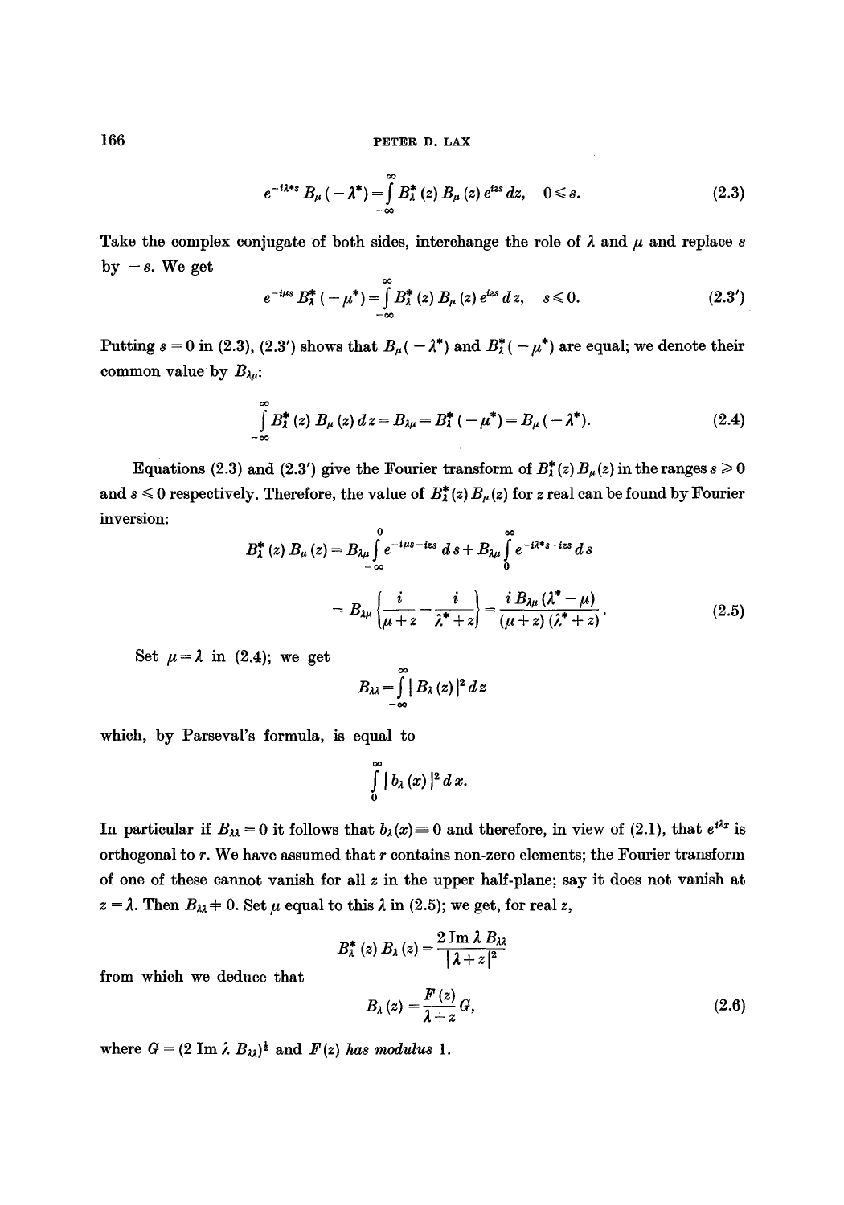$$e^{-i\lambda^* s} B_\mu(-\lambda^*) = \int_{-\infty}^{\infty} B_\lambda^*(z) B_\mu(z) e^{izs} dz, \quad 0 \leqslant s. \tag{2.3}$$

Take the complex conjugate of both sides, interchange the role of $\lambda$ and $\mu$ and replace $s$ by $-s$. We get

$$e^{-i\mu s} B_\lambda^*(-\mu^*) = \int_{-\infty}^{\infty} B_\lambda^*(z) B_\mu(z) e^{izs} dz, \quad s \leqslant 0. \tag{2.3'}$$

Putting $s = 0$ in (2.3), (2.3') shows that $B_\mu(-\lambda^*)$ and $B_\lambda^*(-\mu^*)$ are equal; we denote their common value by $B_{\lambda\mu}$:

$$\int_{-\infty}^{\infty} B_\lambda^*(z) B_\mu(z) dz = B_{\lambda\mu} = B_\lambda^*(-\mu^*) = B_\mu(-\lambda^*). \tag{2.4}$$

Equations (2.3) and (2.3') give the Fourier transform of $B_\lambda^*(z) B_\mu(z)$ in the ranges $s \geqslant 0$ and $s \leqslant 0$ respectively. Therefore, the value of $B_\lambda^*(z) B_\mu(z)$ for $z$ real can be found by Fourier inversion:

$$\begin{aligned} B_\lambda^*(z) B_\mu(z) &= B_{\lambda\mu} \int_{-\infty}^{0} e^{-i\mu s - izs} ds + B_{\lambda\mu} \int_{0}^{\infty} e^{-i\lambda^* s - izs} ds \\ &= B_{\lambda\mu} \left\{ \frac{i}{\mu + z} - \frac{i}{\lambda^* + z} \right\} = \frac{i B_{\lambda\mu} (\lambda^* - \mu)}{(\mu + z)(\lambda^* + z)}. \end{aligned} \tag{2.5}$$

Set $\mu = \lambda$ in (2.4); we get

$$B_{\lambda\lambda} = \int_{-\infty}^{\infty} |B_\lambda(z)|^2 dz$$

which, by Parseval's formula, is equal to

$$\int_{0}^{\infty} |b_\lambda(x)|^2 dx.$$

In particular if $B_{\lambda\lambda} = 0$ it follows that $b_\lambda(x) \equiv 0$ and therefore, in view of (2.1), that $e^{i\lambda x}$ is orthogonal to $r$. We have assumed that $r$ contains non-zero elements; the Fourier transform of one of these cannot vanish for all $z$ in the upper half-plane; say it does not vanish at $z = \lambda$. Then $B_{\lambda\lambda} \neq 0$. Set $\mu$ equal to this $\lambda$ in (2.5); we get, for real $z$,

$$B_\lambda^*(z) B_\lambda(z) = \frac{2 \operatorname{Im} \lambda B_{\lambda\lambda}}{|\lambda + z|^2}$$

from which we deduce that

$$B_\lambda(z) = \frac{F(z)}{\lambda + z} G, \tag{2.6}$$

where $G = (2 \operatorname{Im} \lambda B_{\lambda\lambda})^{\frac{1}{2}}$ and $F(z)$ *has modulus* 1.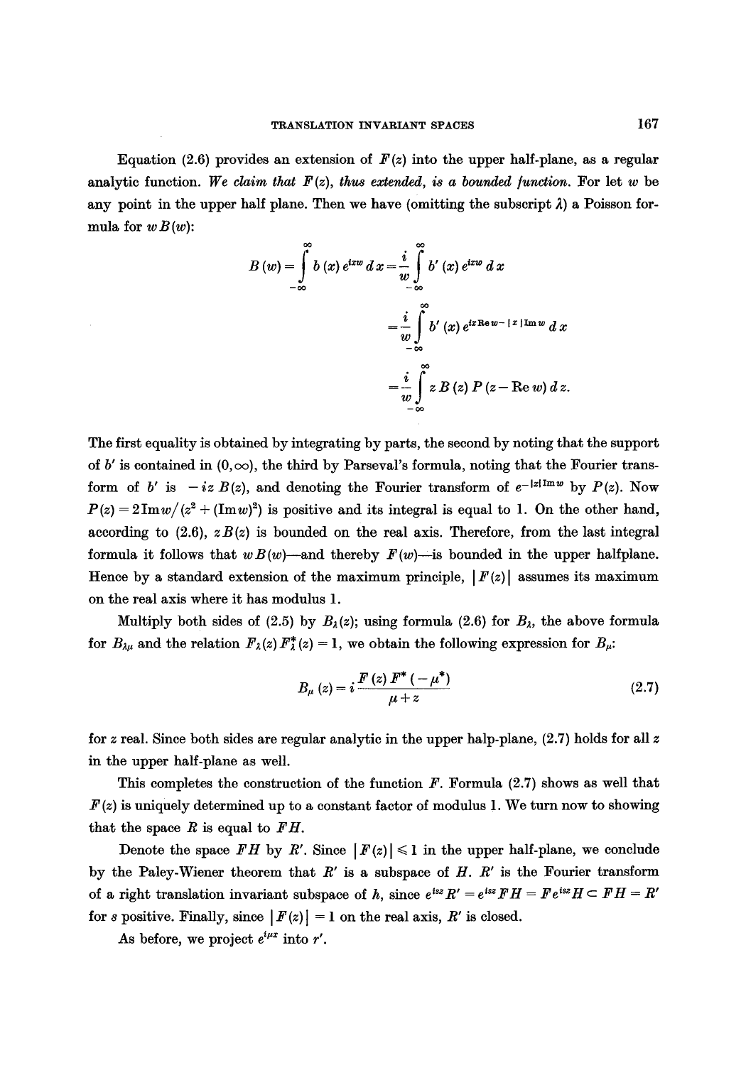Equation (2.6) provides an extension of $F(z)$ into the upper half-plane, as a regular analytic function. *We claim that $F(z)$, thus extended, is a bounded function.* For let $w$ be any point in the upper half plane. Then we have (omitting the subscript $\lambda$) a Poisson formula for $wB(w)$:

$$B(w) = \int_{-\infty}^{\infty} b(x)\, e^{ixw}\, dx = \frac{i}{w} \int_{-\infty}^{\infty} b'(x)\, e^{ixw}\, dx$$

$$= \frac{i}{w} \int_{-\infty}^{\infty} b'(x)\, e^{ix\operatorname{Re} w - |x| \operatorname{Im} w}\, dx$$

$$= \frac{i}{w} \int_{-\infty}^{\infty} z\, B(z)\, P(z - \operatorname{Re} w)\, dz.$$

The first equality is obtained by integrating by parts, the second by noting that the support of $b'$ is contained in $(0, \infty)$, the third by Parseval's formula, noting that the Fourier transform of $b'$ is $-iz\,B(z)$, and denoting the Fourier transform of $e^{-|x|\operatorname{Im} w}$ by $P(z)$. Now $P(z) = 2\operatorname{Im} w / (z^2 + (\operatorname{Im} w)^2)$ is positive and its integral is equal to 1. On the other hand, according to (2.6), $zB(z)$ is bounded on the real axis. Therefore, from the last integral formula it follows that $wB(w)$—and thereby $F(w)$—is bounded in the upper halfplane. Hence by a standard extension of the maximum principle, $|F(z)|$ assumes its maximum on the real axis where it has modulus 1.

Multiply both sides of (2.5) by $B_\lambda(z)$; using formula (2.6) for $B_\lambda$, the above formula for $B_{\lambda\mu}$ and the relation $F_\lambda(z)\, F_\lambda^*(z) = 1$, we obtain the following expression for $B_\mu$:

$$B_\mu(z) = i\, \frac{F(z)\, F^*(-\mu^*)}{\mu + z} \tag{2.7}$$

for $z$ real. Since both sides are regular analytic in the upper halp-plane, (2.7) holds for all $z$ in the upper half-plane as well.

This completes the construction of the function $F$. Formula (2.7) shows as well that $F(z)$ is uniquely determined up to a constant factor of modulus 1. We turn now to showing that the space $R$ is equal to $FH$.

Denote the space $FH$ by $R'$. Since $|F(z)| \leqslant 1$ in the upper half-plane, we conclude by the Paley-Wiener theorem that $R'$ is a subspace of $H$. $R'$ is the Fourier transform of a right translation invariant subspace of $h$, since $e^{isz}R' = e^{isz}FH = Fe^{isz}H \subset FH = R'$ for $s$ positive. Finally, since $|F(z)| = 1$ on the real axis, $R'$ is closed.

As before, we project $e^{i\mu x}$ into $r'$.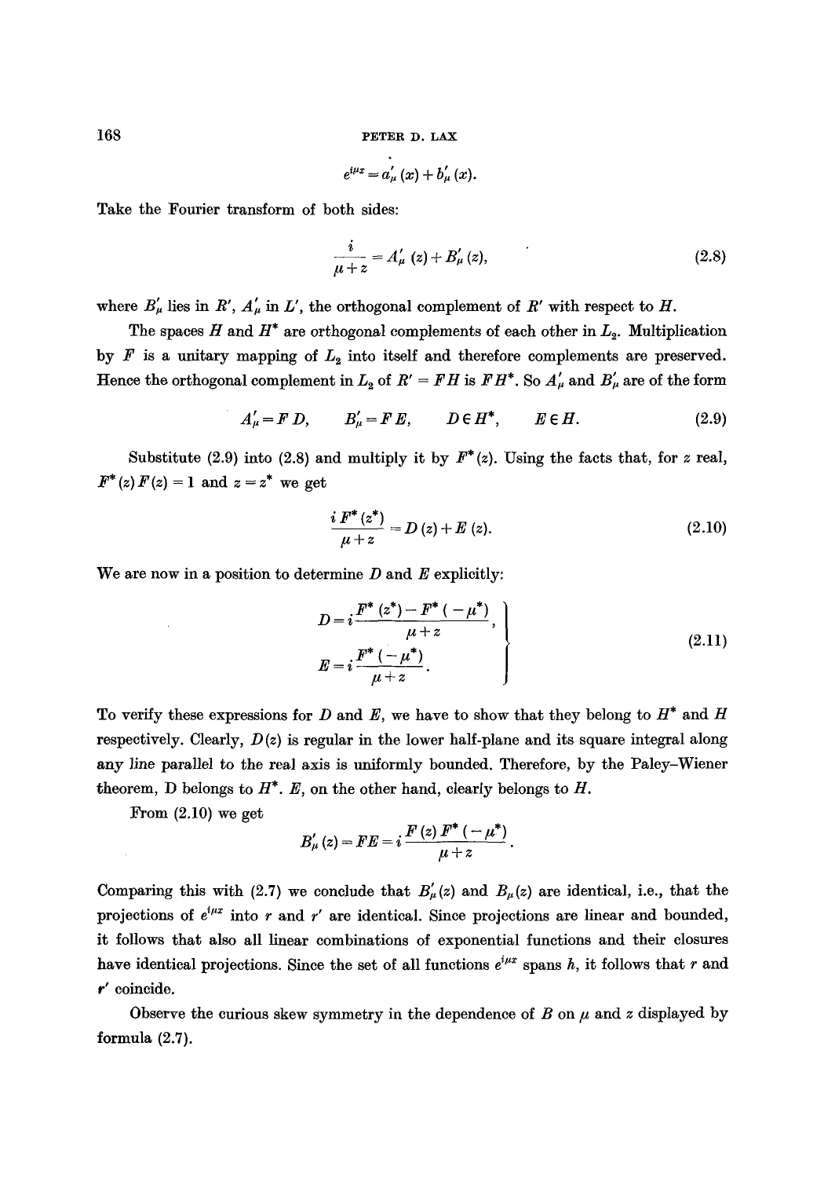$$e^{i\mu x} = a'_\mu(x) + b'_\mu(x).$$

Take the Fourier transform of both sides:

$$\frac{i}{\mu + z} = A'_\mu(z) + B'_\mu(z), \tag{2.8}$$

where $B'_\mu$ lies in $R'$, $A'_\mu$ in $L'$, the orthogonal complement of $R'$ with respect to $H$.

The spaces $H$ and $H^*$ are orthogonal complements of each other in $L_2$. Multiplication by $F$ is a unitary mapping of $L_2$ into itself and therefore complements are preserved. Hence the orthogonal complement in $L_2$ of $R' = FH$ is $FH^*$. So $A'_\mu$ and $B'_\mu$ are of the form

$$A'_\mu = F\,D, \qquad B'_\mu = F\,E, \qquad D \in H^*, \qquad E \in H. \tag{2.9}$$

Substitute (2.9) into (2.8) and multiply it by $F^*(z)$. Using the facts that, for $z$ real, $F^*(z)\,F(z) = 1$ and $z = z^*$ we get

$$\frac{i\,F^*(z^*)}{\mu + z} = D(z) + E(z). \tag{2.10}$$

We are now in a position to determine $D$ and $E$ explicitly:

$$\left.\begin{aligned} D &= i\frac{F^*(z^*) - F^*(-\mu^*)}{\mu + z}, \\ E &= i\frac{F^*(-\mu^*)}{\mu + z}. \end{aligned}\right\} \tag{2.11}$$

To verify these expressions for $D$ and $E$, we have to show that they belong to $H^*$ and $H$ respectively. Clearly, $D(z)$ is regular in the lower half-plane and its square integral along any line parallel to the real axis is uniformly bounded. Therefore, by the Paley–Wiener theorem, D belongs to $H^*$. $E$, on the other hand, clearly belongs to $H$.

From (2.10) we get

$$B'_\mu(z) = FE = i\frac{F(z)\,F^*(-\mu^*)}{\mu + z}.$$

Comparing this with (2.7) we conclude that $B'_\mu(z)$ and $B_\mu(z)$ are identical, i.e., that the projections of $e^{i\mu x}$ into $r$ and $r'$ are identical. Since projections are linear and bounded, it follows that also all linear combinations of exponential functions and their closures have identical projections. Since the set of all functions $e^{i\mu x}$ spans $h$, it follows that $r$ and $r'$ coincide.

Observe the curious skew symmetry in the dependence of $B$ on $\mu$ and $z$ displayed by formula (2.7).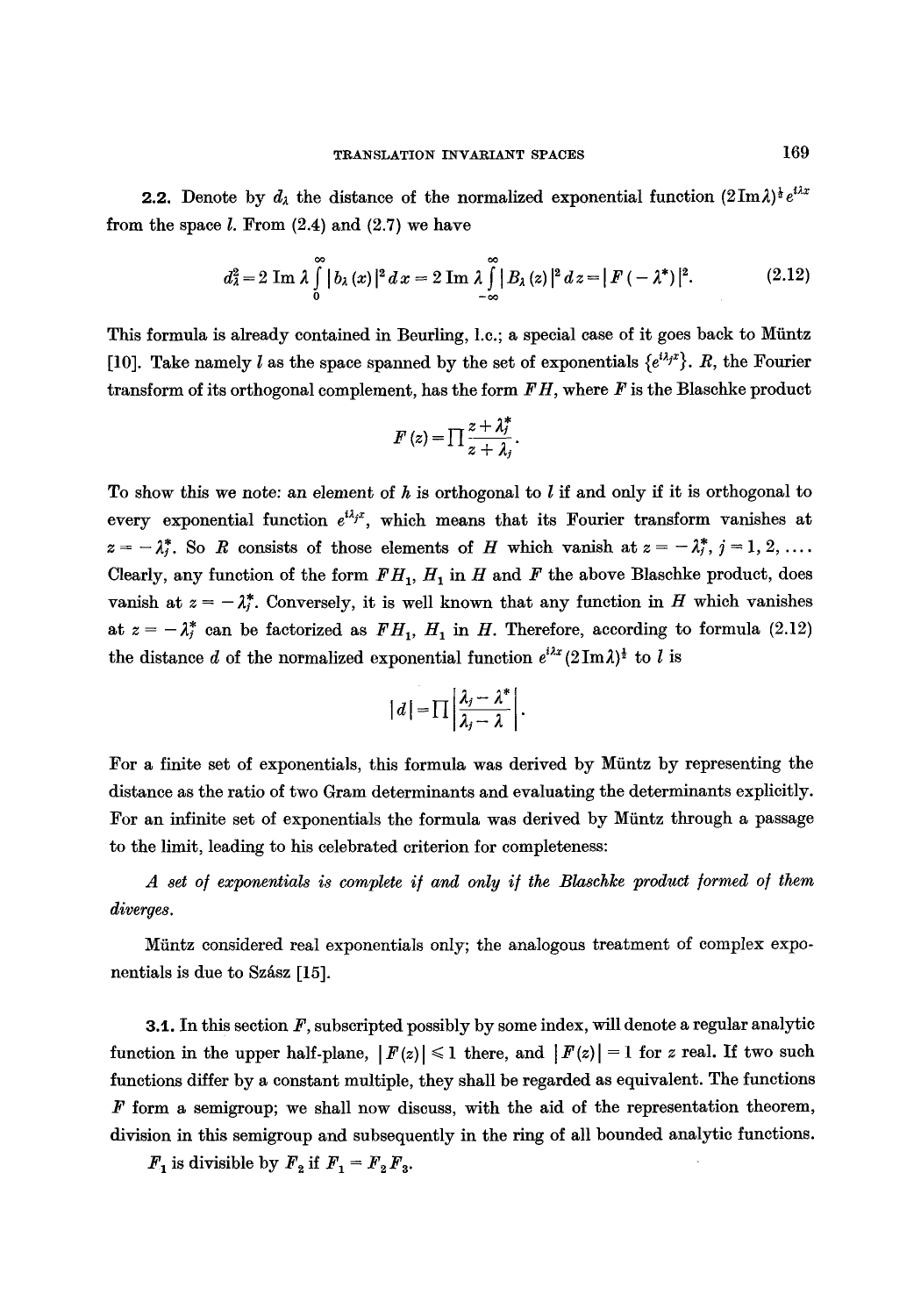**2.2.** Denote by $d_\lambda$ the distance of the normalized exponential function $(2\operatorname{Im}\lambda)^{\frac{1}{2}}e^{i\lambda x}$ from the space $l$. From (2.4) and (2.7) we have

$$d_\lambda^2 = 2\operatorname{Im}\lambda\int_0^\infty |b_\lambda(x)|^2\,dx = 2\operatorname{Im}\lambda\int_{-\infty}^{\infty}|B_\lambda(z)|^2\,dz = |F(-\lambda^*)|^2. \tag{2.12}$$

This formula is already contained in Beurling, l.c.; a special case of it goes back to Müntz [10]. Take namely $l$ as the space spanned by the set of exponentials $\{e^{i\lambda_j x}\}$. $R$, the Fourier transform of its orthogonal complement, has the form $FH$, where $F$ is the Blaschke product

$$F(z) = \prod \frac{z+\lambda_j^*}{z+\lambda_j}.$$

To show this we note: an element of $h$ is orthogonal to $l$ if and only if it is orthogonal to every exponential function $e^{i\lambda_j x}$, which means that its Fourier transform vanishes at $z = -\lambda_j^*$. So $R$ consists of those elements of $H$ which vanish at $z = -\lambda_j^*$, $j = 1, 2, \ldots$. Clearly, any function of the form $FH_1$, $H_1$ in $H$ and $F$ the above Blaschke product, does vanish at $z = -\lambda_j^*$. Conversely, it is well known that any function in $H$ which vanishes at $z = -\lambda_j^*$ can be factorized as $FH_1$, $H_1$ in $H$. Therefore, according to formula (2.12) the distance $d$ of the normalized exponential function $e^{i\lambda x}(2\operatorname{Im}\lambda)^{\frac{1}{2}}$ to $l$ is

$$|d| = \prod\left|\frac{\lambda_j - \lambda^*}{\lambda_j - \lambda}\right|.$$

For a finite set of exponentials, this formula was derived by Müntz by representing the distance as the ratio of two Gram determinants and evaluating the determinants explicitly. For an infinite set of exponentials the formula was derived by Müntz through a passage to the limit, leading to his celebrated criterion for completeness:

*A set of exponentials is complete if and only if the Blaschke product formed of them diverges.*

Müntz considered real exponentials only; the analogous treatment of complex exponentials is due to Szász [15].

**3.1.** In this section $F$, subscripted possibly by some index, will denote a regular analytic function in the upper half-plane, $|F(z)| \leqslant 1$ there, and $|F(z)| = 1$ for $z$ real. If two such functions differ by a constant multiple, they shall be regarded as equivalent. The functions $F$ form a semigroup; we shall now discuss, with the aid of the representation theorem, division in this semigroup and subsequently in the ring of all bounded analytic functions.

$F_1$ is divisible by $F_2$ if $F_1 = F_2 F_3$.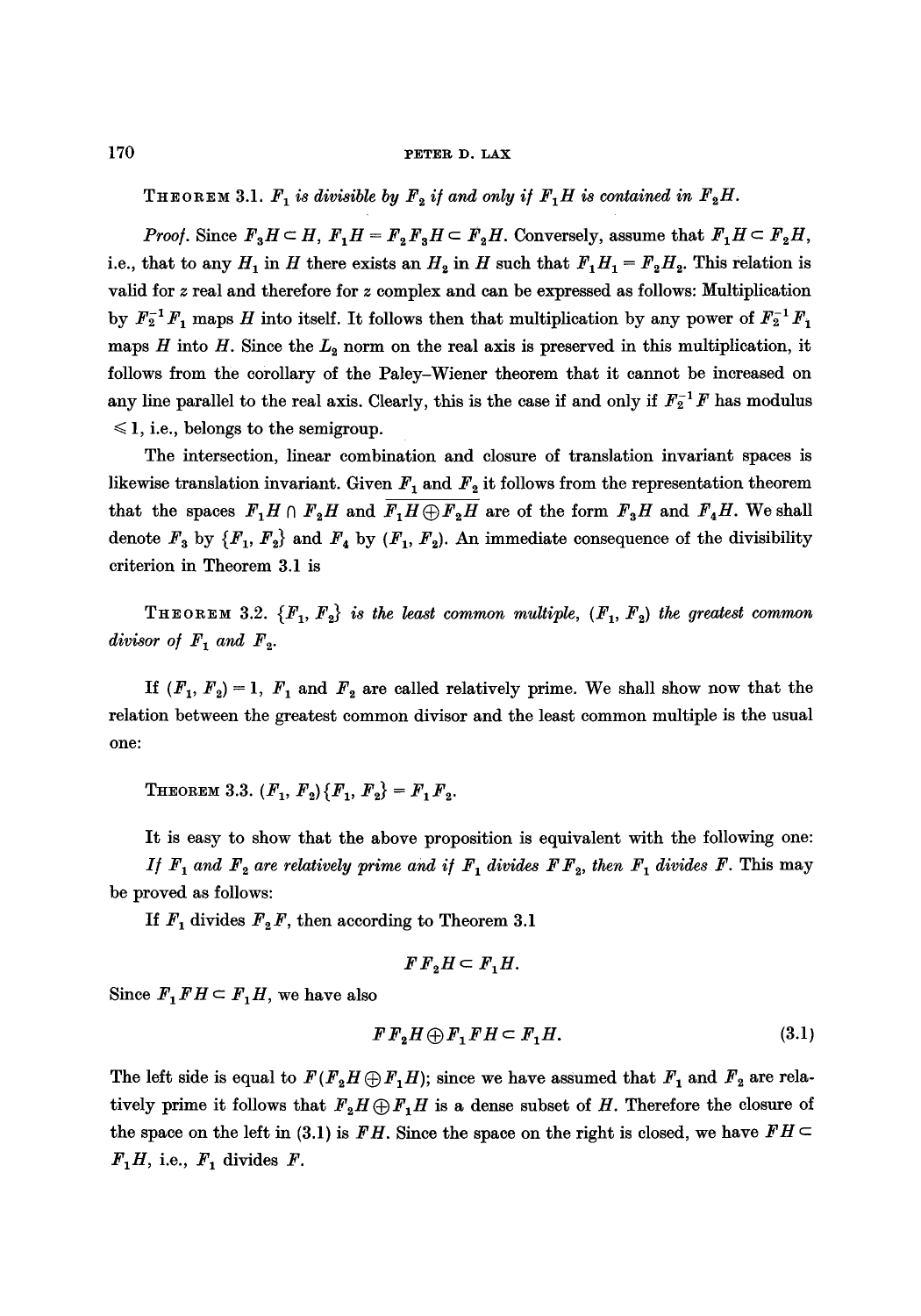**Theorem 3.1.** *$F_1$ is divisible by $F_2$ if and only if $F_1 H$ is contained in $F_2 H$.*

*Proof.* Since $F_3 H \subset H$, $F_1 H = F_2 F_3 H \subset F_2 H$. Conversely, assume that $F_1 H \subset F_2 H$, i.e., that to any $H_1$ in $H$ there exists an $H_2$ in $H$ such that $F_1 H_1 = F_2 H_2$. This relation is valid for $z$ real and therefore for $z$ complex and can be expressed as follows: Multiplication by $F_2^{-1} F_1$ maps $H$ into itself. It follows then that multiplication by any power of $F_2^{-1} F_1$ maps $H$ into $H$. Since the $L_2$ norm on the real axis is preserved in this multiplication, it follows from the corollary of the Paley–Wiener theorem that it cannot be increased on any line parallel to the real axis. Clearly, this is the case if and only if $F_2^{-1} F$ has modulus $\leqslant 1$, i.e., belongs to the semigroup.

The intersection, linear combination and closure of translation invariant spaces is likewise translation invariant. Given $F_1$ and $F_2$ it follows from the representation theorem that the spaces $F_1 H \cap F_2 H$ and $\overline{F_1 H \oplus F_2 H}$ are of the form $F_3 H$ and $F_4 H$. We shall denote $F_3$ by $\{F_1, F_2\}$ and $F_4$ by $(F_1, F_2)$. An immediate consequence of the divisibility criterion in Theorem 3.1 is

**Theorem 3.2.** *$\{F_1, F_2\}$ is the least common multiple, $(F_1, F_2)$ the greatest common divisor of $F_1$ and $F_2$.*

If $(F_1, F_2) = 1$, $F_1$ and $F_2$ are called relatively prime. We shall show now that the relation between the greatest common divisor and the least common multiple is the usual one:

**Theorem 3.3.** $(F_1, F_2)\{F_1, F_2\} = F_1 F_2$.

It is easy to show that the above proposition is equivalent with the following one: *If $F_1$ and $F_2$ are relatively prime and if $F_1$ divides $F F_2$, then $F_1$ divides $F$.* This may be proved as follows:

If $F_1$ divides $F_2 F$, then according to Theorem 3.1

$$F F_2 H \subset F_1 H.$$

Since $F_1 F H \subset F_1 H$, we have also

$$F F_2 H \oplus F_1 F H \subset F_1 H. \tag{3.1}$$

The left side is equal to $F(F_2 H \oplus F_1 H)$; since we have assumed that $F_1$ and $F_2$ are relatively prime it follows that $F_2 H \oplus F_1 H$ is a dense subset of $H$. Therefore the closure of the space on the left in (3.1) is $FH$. Since the space on the right is closed, we have $FH \subset F_1 H$, i.e., $F_1$ divides $F$.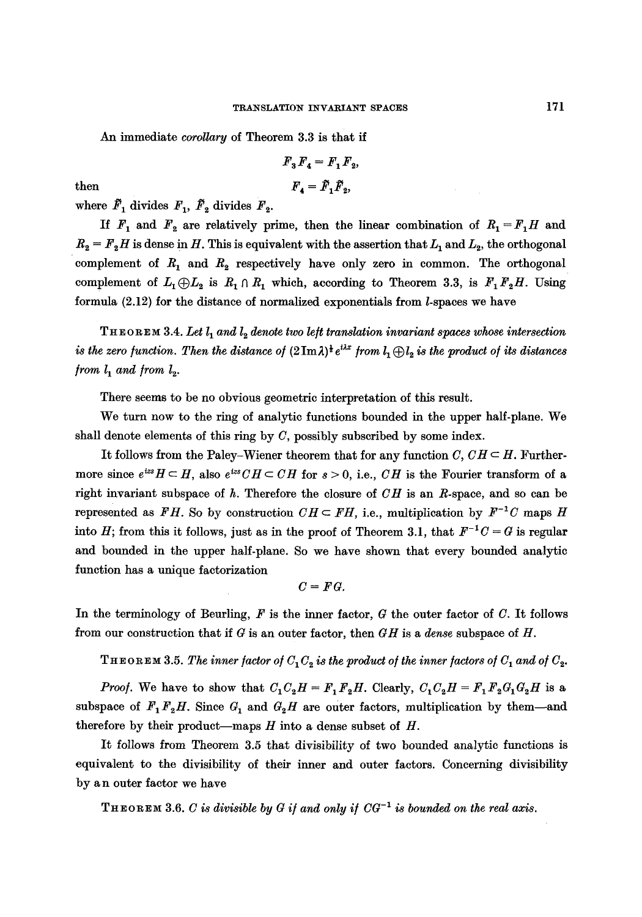An immediate *corollary* of Theorem 3.3 is that if

$$F_3 F_4 = F_1 F_2,$$

then

$$F_4 = \tilde{F}_1 \tilde{F}_2,$$

where $\tilde{F}_1$ divides $F_1$, $\tilde{F}_2$ divides $F_2$.

If $F_1$ and $F_2$ are relatively prime, then the linear combination of $R_1 = F_1 H$ and $R_2 = F_2 H$ is dense in $H$. This is equivalent with the assertion that $L_1$ and $L_2$, the orthogonal complement of $R_1$ and $R_2$ respectively have only zero in common. The orthogonal complement of $L_1 \oplus L_2$ is $R_1 \cap R_1$ which, according to Theorem 3.3, is $F_1 F_2 H$. Using formula (2.12) for the distance of normalized exponentials from $l$-spaces we have

THEOREM 3.4. *Let $l_1$ and $l_2$ denote two left translation invariant spaces whose intersection is the zero function. Then the distance of $(2 \operatorname{Im} \lambda)^{\frac{1}{2}} e^{i\lambda x}$ from $l_1 \oplus l_2$ is the product of its distances from $l_1$ and from $l_2$.*

There seems to be no obvious geometric interpretation of this result.

We turn now to the ring of analytic functions bounded in the upper half-plane. We shall denote elements of this ring by $C$, possibly subscribed by some index.

It follows from the Paley–Wiener theorem that for any function $C$, $CH \subset H$. Furthermore since $e^{izs} H \subset H$, also $e^{izs} CH \subset CH$ for $s > 0$, i.e., $CH$ is the Fourier transform of a right invariant subspace of $h$. Therefore the closure of $CH$ is an $R$-space, and so can be represented as $FH$. So by construction $CH \subset FH$, i.e., multiplication by $F^{-1}C$ maps $H$ into $H$; from this it follows, just as in the proof of Theorem 3.1, that $F^{-1}C = G$ is regular and bounded in the upper half-plane. So we have shown that every bounded analytic function has a unique factorization

$$C = FG.$$

In the terminology of Beurling, $F$ is the inner factor, $G$ the outer factor of $C$. It follows from our construction that if $G$ is an outer factor, then $GH$ is a *dense* subspace of $H$.

THEOREM 3.5. *The inner factor of $C_1 C_2$ is the product of the inner factors of $C_1$ and of $C_2$.*

*Proof.* We have to show that $C_1 C_2 H = F_1 F_2 H$. Clearly, $C_1 C_2 H = F_1 F_2 G_1 G_2 H$ is a subspace of $F_1 F_2 H$. Since $G_1$ and $G_2 H$ are outer factors, multiplication by them—and therefore by their product—maps $H$ into a dense subset of $H$.

It follows from Theorem 3.5 that divisibility of two bounded analytic functions is equivalent to the divisibility of their inner and outer factors. Concerning divisibility by an outer factor we have

THEOREM 3.6. *$C$ is divisible by $G$ if and only if $CG^{-1}$ is bounded on the real axis.*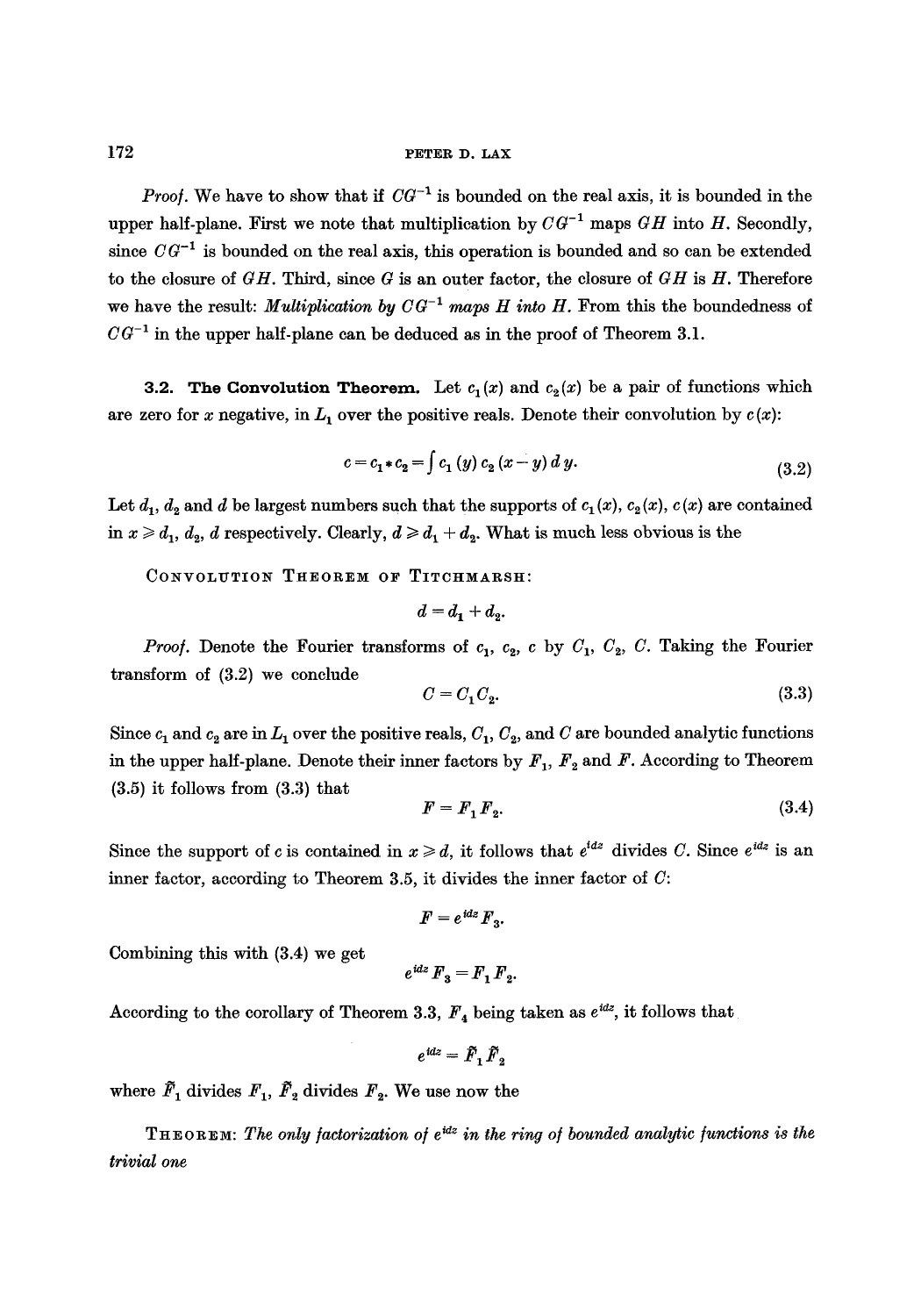*Proof.* We have to show that if $CG^{-1}$ is bounded on the real axis, it is bounded in the upper half-plane. First we note that multiplication by $CG^{-1}$ maps $GH$ into $H$. Secondly, since $CG^{-1}$ is bounded on the real axis, this operation is bounded and so can be extended to the closure of $GH$. Third, since $G$ is an outer factor, the closure of $GH$ is $H$. Therefore we have the result: *Multiplication by $CG^{-1}$ maps $H$ into $H$.* From this the boundedness of $CG^{-1}$ in the upper half-plane can be deduced as in the proof of Theorem 3.1.

### 3.2. The Convolution Theorem.

Let $c_1(x)$ and $c_2(x)$ be a pair of functions which are zero for $x$ negative, in $L_1$ over the positive reals. Denote their convolution by $c(x)$:

$$c = c_1 * c_2 = \int c_1(y)\, c_2(x-y)\, dy. \tag{3.2}$$

Let $d_1$, $d_2$ and $d$ be largest numbers such that the supports of $c_1(x)$, $c_2(x)$, $c(x)$ are contained in $x \geq d_1$, $d_2$, $d$ respectively. Clearly, $d \geq d_1 + d_2$. What is much less obvious is the

CONVOLUTION THEOREM OF TITCHMARSH:

$$d = d_1 + d_2.$$

*Proof.* Denote the Fourier transforms of $c_1$, $c_2$, $c$ by $C_1$, $C_2$, $C$. Taking the Fourier transform of (3.2) we conclude

$$C = C_1 C_2. \tag{3.3}$$

Since $c_1$ and $c_2$ are in $L_1$ over the positive reals, $C_1$, $C_2$, and $C$ are bounded analytic functions in the upper half-plane. Denote their inner factors by $F_1$, $F_2$ and $F$. According to Theorem (3.5) it follows from (3.3) that

$$F = F_1 F_2. \tag{3.4}$$

Since the support of $c$ is contained in $x \geq d$, it follows that $e^{idz}$ divides $C$. Since $e^{idz}$ is an inner factor, according to Theorem 3.5, it divides the inner factor of $C$:

$$F = e^{idz} F_3.$$

Combining this with (3.4) we get

$$e^{idz} F_3 = F_1 F_2.$$

According to the corollary of Theorem 3.3, $F_4$ being taken as $e^{idz}$, it follows that

$$e^{idz} = \tilde{F}_1 \tilde{F}_2$$

where $\tilde{F}_1$ divides $F_1$, $\tilde{F}_2$ divides $F_2$. We use now the

THEOREM: *The only factorization of $e^{idz}$ in the ring of bounded analytic functions is the trivial one*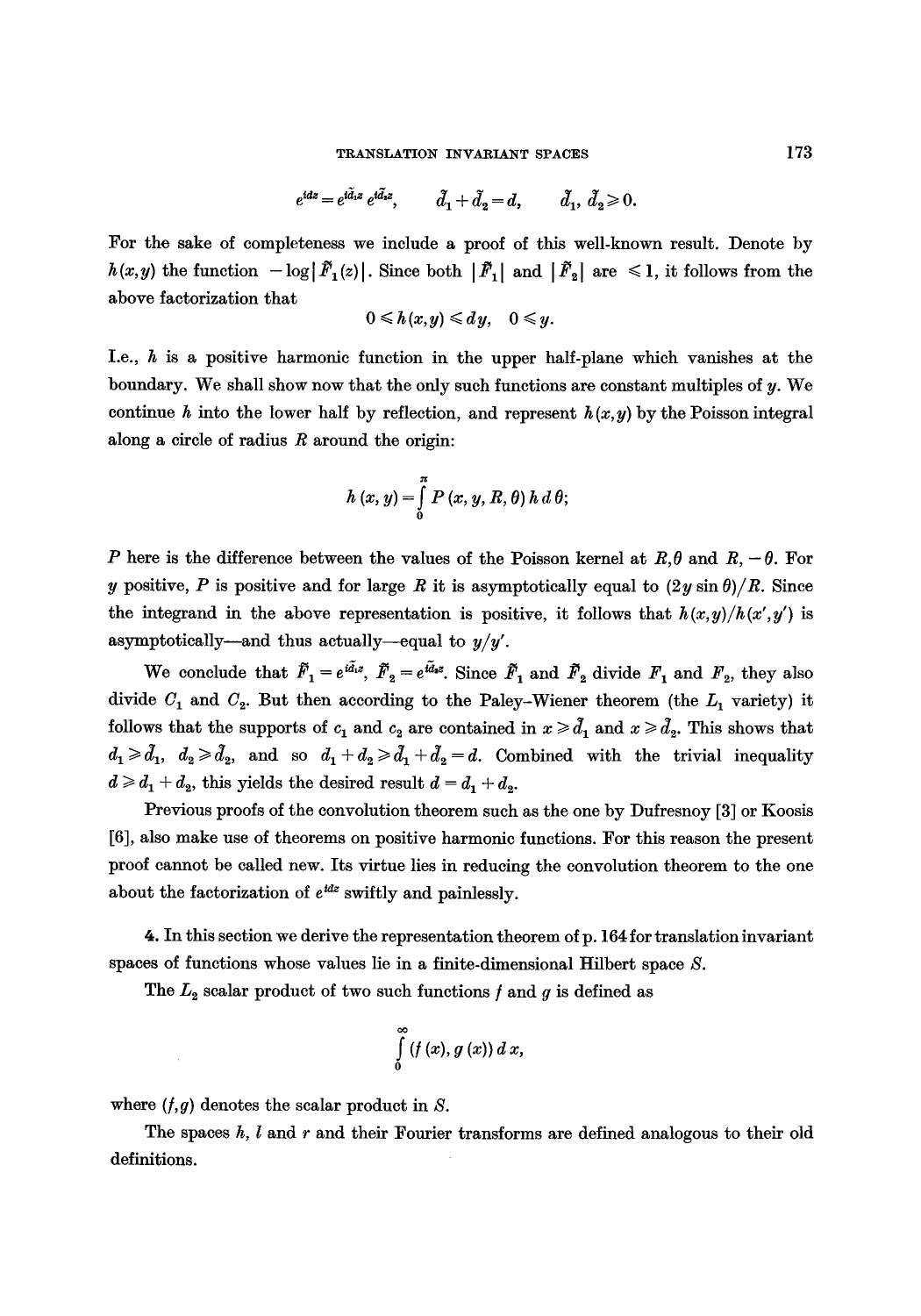$$e^{idz} = e^{i\tilde{d}_1 z} e^{i\tilde{d}_2 z}, \qquad \tilde{d}_1 + \tilde{d}_2 = d, \qquad \tilde{d}_1, \tilde{d}_2 \geq 0.$$

For the sake of completeness we include a proof of this well-known result. Denote by $h(x,y)$ the function $-\log|\tilde{F}_1(z)|$. Since both $|\tilde{F}_1|$ and $|\tilde{F}_2|$ are $\leq 1$, it follows from the above factorization that

$$0 \leq h(x,y) \leq dy, \quad 0 \leq y.$$

I.e., $h$ is a positive harmonic function in the upper half-plane which vanishes at the boundary. We shall show now that the only such functions are constant multiples of $y$. We continue $h$ into the lower half by reflection, and represent $h(x,y)$ by the Poisson integral along a circle of radius $R$ around the origin:

$$h(x,y) = \int_0^\pi P(x, y, R, \theta)\, h\, d\theta;$$

$P$ here is the difference between the values of the Poisson kernel at $R, \theta$ and $R, -\theta$. For $y$ positive, $P$ is positive and for large $R$ it is asymptotically equal to $(2y \sin \theta)/R$. Since the integrand in the above representation is positive, it follows that $h(x,y)/h(x',y')$ is asymptotically—and thus actually—equal to $y/y'$.

We conclude that $\tilde{F}_1 = e^{i\tilde{d}_1 z}$, $\tilde{F}_2 = e^{i\tilde{d}_2 z}$. Since $\tilde{F}_1$ and $\tilde{F}_2$ divide $F_1$ and $F_2$, they also divide $C_1$ and $C_2$. But then according to the Paley–Wiener theorem (the $L_1$ variety) it follows that the supports of $c_1$ and $c_2$ are contained in $x \geq \tilde{d}_1$ and $x \geq \tilde{d}_2$. This shows that $d_1 \geq \tilde{d}_1$, $d_2 \geq \tilde{d}_2$, and so $d_1 + d_2 \geq \tilde{d}_1 + \tilde{d}_2 = d$. Combined with the trivial inequality $d \geq d_1 + d_2$, this yields the desired result $d = d_1 + d_2$.

Previous proofs of the convolution theorem such as the one by Dufresnoy [3] or Koosis [6], also make use of theorems on positive harmonic functions. For this reason the present proof cannot be called new. Its virtue lies in reducing the convolution theorem to the one about the factorization of $e^{idz}$ swiftly and painlessly.

**4.** In this section we derive the representation theorem of p. 164 for translation invariant spaces of functions whose values lie in a finite-dimensional Hilbert space $S$.

The $L_2$ scalar product of two such functions $f$ and $g$ is defined as

$$\int_0^\infty (f(x), g(x))\, dx,$$

where $(f,g)$ denotes the scalar product in $S$.

The spaces $h$, $l$ and $r$ and their Fourier transforms are defined analogous to their old definitions.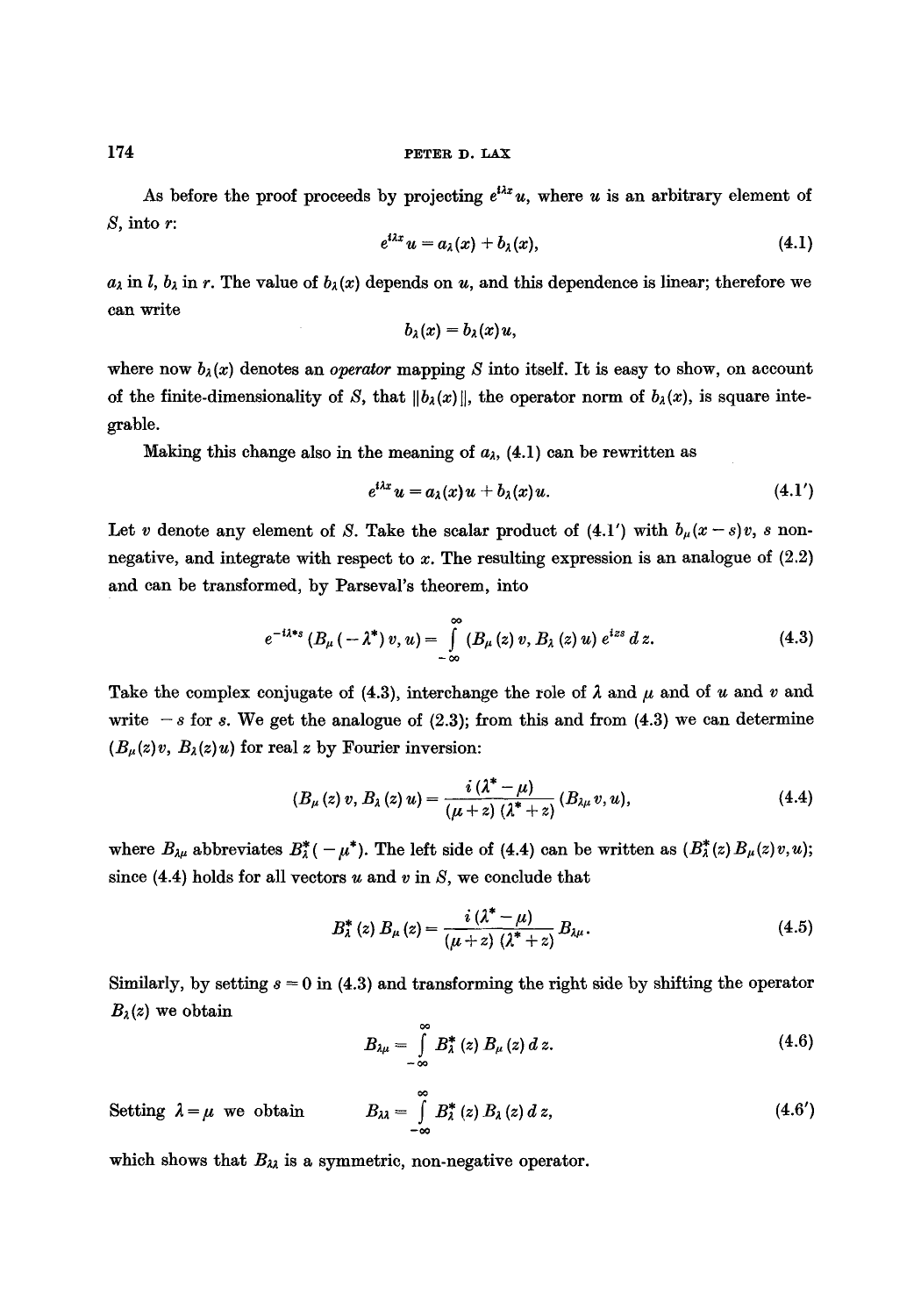As before the proof proceeds by projecting $e^{i\lambda x}u$, where $u$ is an arbitrary element of $S$, into $r$:

$$e^{i\lambda x}u = a_\lambda(x) + b_\lambda(x), \tag{4.1}$$

$a_\lambda$ in $l$, $b_\lambda$ in $r$. The value of $b_\lambda(x)$ depends on $u$, and this dependence is linear; therefore we can write

$$b_\lambda(x) = b_\lambda(x)u,$$

where now $b_\lambda(x)$ denotes an *operator* mapping $S$ into itself. It is easy to show, on account of the finite-dimensionality of $S$, that $\|b_\lambda(x)\|$, the operator norm of $b_\lambda(x)$, is square integrable.

Making this change also in the meaning of $a_\lambda$, (4.1) can be rewritten as

$$e^{i\lambda x}u = a_\lambda(x)u + b_\lambda(x)u. \tag{4.1'}$$

Let $v$ denote any element of $S$. Take the scalar product of (4.1') with $b_\mu(x-s)v$, $s$ non-negative, and integrate with respect to $x$. The resulting expression is an analogue of (2.2) and can be transformed, by Parseval's theorem, into

$$e^{-i\lambda^* s}\,(B_\mu(-\lambda^*)\,v, u) = \int_{-\infty}^{\infty} (B_\mu(z)\,v, B_\lambda(z)\,u)\, e^{izs}\, dz. \tag{4.3}$$

Take the complex conjugate of (4.3), interchange the role of $\lambda$ and $\mu$ and of $u$ and $v$ and write $-s$ for $s$. We get the analogue of (2.3); from this and from (4.3) we can determine $(B_\mu(z)v, B_\lambda(z)u)$ for real $z$ by Fourier inversion:

$$(B_\mu(z)\,v, B_\lambda(z)\,u) = \frac{i(\lambda^* - \mu)}{(\mu + z)(\lambda^* + z)}(B_{\lambda\mu}v, u), \tag{4.4}$$

where $B_{\lambda\mu}$ abbreviates $B_\lambda^*(-\mu^*)$. The left side of (4.4) can be written as $(B_\lambda^*(z)\,B_\mu(z)v, u)$; since (4.4) holds for all vectors $u$ and $v$ in $S$, we conclude that

$$B_\lambda^*(z)\,B_\mu(z) = \frac{i(\lambda^* - \mu)}{(\mu + z)(\lambda^* + z)} B_{\lambda\mu}. \tag{4.5}$$

Similarly, by setting $s = 0$ in (4.3) and transforming the right side by shifting the operator $B_\lambda(z)$ we obtain

$$B_{\lambda\mu} = \int_{-\infty}^{\infty} B_\lambda^*(z)\,B_\mu(z)\,dz. \tag{4.6}$$

Setting $\lambda = \mu$ we obtain

$$B_{\lambda\lambda} = \int_{-\infty}^{\infty} B_\lambda^*(z)\,B_\lambda(z)\,dz, \tag{4.6'}$$

which shows that $B_{\lambda\lambda}$ is a symmetric, non-negative operator.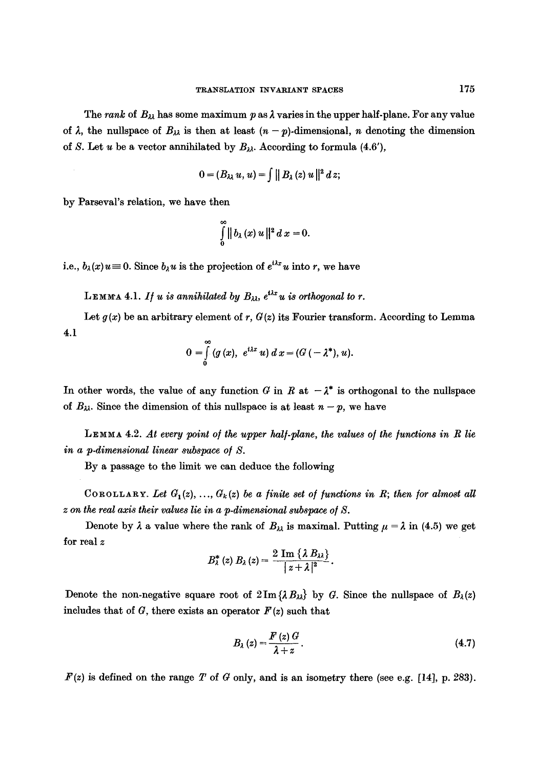The *rank* of $B_{\lambda\lambda}$ has some maximum $p$ as $\lambda$ varies in the upper half-plane. For any value of $\lambda$, the nullspace of $B_{\lambda\lambda}$ is then at least $(n-p)$-dimensional, $n$ denoting the dimension of $S$. Let $u$ be a vector annihilated by $B_{\lambda\lambda}$. According to formula (4.6′),

$$0 = (B_{\lambda\lambda} u, u) = \int \| B_\lambda (z) u \|^2 \, d z;$$

by Parseval's relation, we have then

$$\int_0^\infty \| b_\lambda (x) u \|^2 \, d x = 0.$$

i.e., $b_\lambda(x) u \equiv 0$. Since $b_\lambda u$ is the projection of $e^{i\lambda x} u$ into $r$, we have

LEMMA 4.1. *If $u$ is annihilated by $B_{\lambda\lambda}$, $e^{i\lambda x} u$ is orthogonal to $r$.*

Let $g(x)$ be an arbitrary element of $r$, $G(z)$ its Fourier transform. According to Lemma 4.1

$$0 = \int_0^\infty (g(x), \; e^{i\lambda x} u) \, d x = (G(-\lambda^*), u).$$

In other words, the value of any function $G$ in $R$ at $-\lambda^*$ is orthogonal to the nullspace of $B_{\lambda\lambda}$. Since the dimension of this nullspace is at least $n-p$, we have

LEMMA 4.2. *At every point of the upper half-plane, the values of the functions in $R$ lie in a $p$-dimensional linear subspace of $S$.*

By a passage to the limit we can deduce the following

COROLLARY. *Let $G_1(z), \ldots, G_k(z)$ be a finite set of functions in $R$; then for almost all $z$ on the real axis their values lie in a $p$-dimensional subspace of $S$.*

Denote by $\lambda$ a value where the rank of $B_{\lambda\lambda}$ is maximal. Putting $\mu = \lambda$ in (4.5) we get for real $z$

$$B_\lambda^* (z) \, B_\lambda (z) = \frac{2 \operatorname{Im} \{\lambda B_{\lambda\lambda}\}}{|z + \lambda|^2}.$$

Denote the non-negative square root of $2 \operatorname{Im} \{\lambda B_{\lambda\lambda}\}$ by $G$. Since the nullspace of $B_\lambda(z)$ includes that of $G$, there exists an operator $F(z)$ such that

$$B_\lambda (z) = \frac{F(z) \, G}{\lambda + z}. \tag{4.7}$$

$F(z)$ is defined on the range $T$ of $G$ only, and is an isometry there (see e.g. [14], p. 283).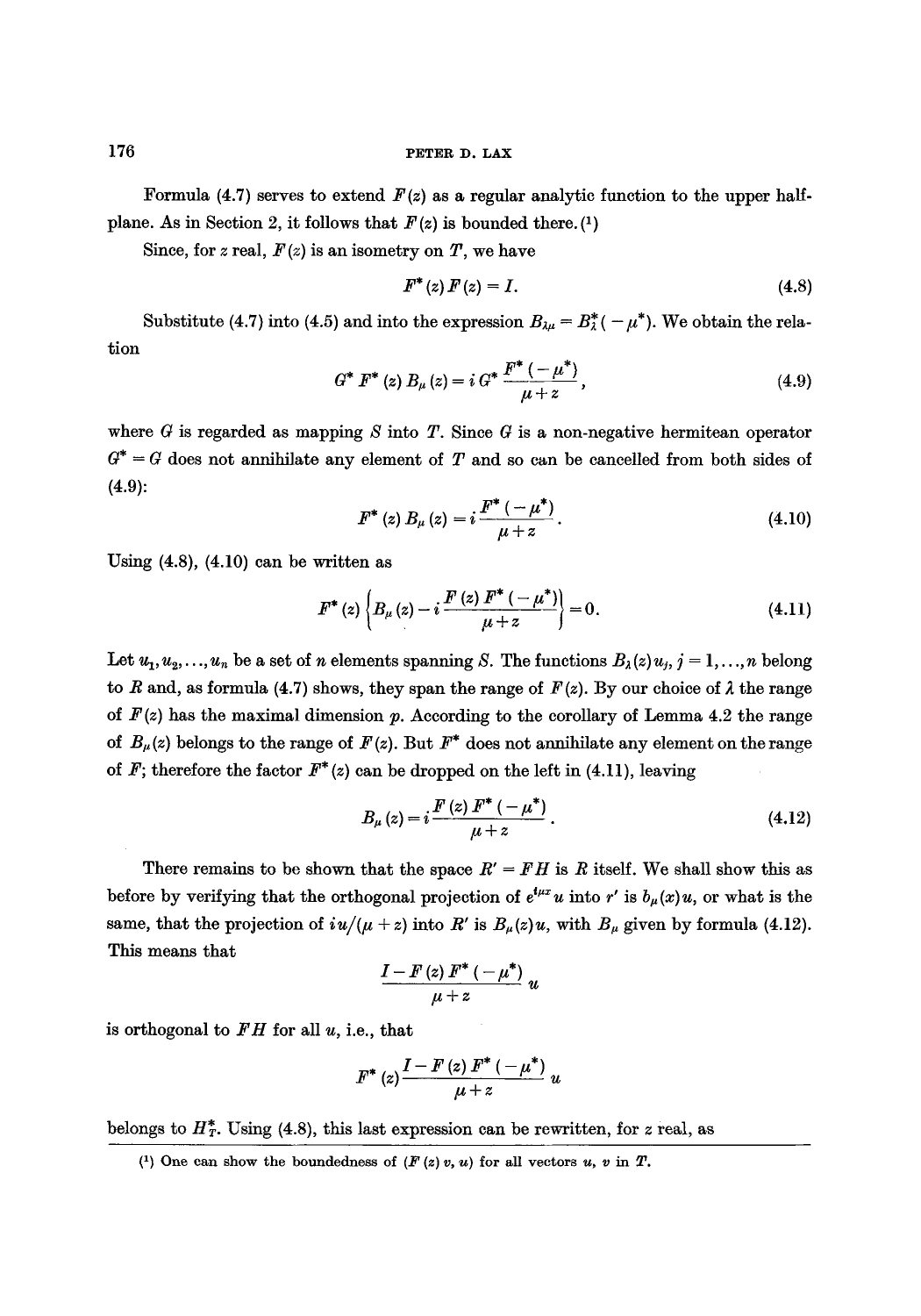Formula (4.7) serves to extend $F(z)$ as a regular analytic function to the upper half-plane. As in Section 2, it follows that $F(z)$ is bounded there.[1]

Since, for $z$ real, $F(z)$ is an isometry on $T$, we have

$$F^*(z)\,F(z) = I. \tag{4.8}$$

Substitute (4.7) into (4.5) and into the expression $B_{\lambda\mu} = B_\lambda^*(-\mu^*)$. We obtain the relation

$$G^*\,F^*(z)\,B_\mu(z) = i\,G^*\,\frac{F^*(-\mu^*)}{\mu+z}, \tag{4.9}$$

where $G$ is regarded as mapping $S$ into $T$. Since $G$ is a non-negative hermitean operator $G^* = G$ does not annihilate any element of $T$ and so can be cancelled from both sides of (4.9):

$$F^*(z)\,B_\mu(z) = i\,\frac{F^*(-\mu^*)}{\mu+z}. \tag{4.10}$$

Using (4.8), (4.10) can be written as

$$F^*(z)\left\{B_\mu(z) - i\,\frac{F(z)\,F^*(-\mu^*)}{\mu+z}\right\} = 0. \tag{4.11}$$

Let $u_1, u_2, \ldots, u_n$ be a set of $n$ elements spanning $S$. The functions $B_\lambda(z)u_j$, $j = 1, \ldots, n$ belong to $R$ and, as formula (4.7) shows, they span the range of $F(z)$. By our choice of $\lambda$ the range of $F(z)$ has the maximal dimension $p$. According to the corollary of Lemma 4.2 the range of $B_\mu(z)$ belongs to the range of $F(z)$. But $F^*$ does not annihilate any element on the range of $F$; therefore the factor $F^*(z)$ can be dropped on the left in (4.11), leaving

$$B_\mu(z) = i\,\frac{F(z)\,F^*(-\mu^*)}{\mu+z}. \tag{4.12}$$

There remains to be shown that the space $R' = FH$ is $R$ itself. We shall show this as before by verifying that the orthogonal projection of $e^{i\mu x}u$ into $r'$ is $b_\mu(x)u$, or what is the same, that the projection of $iu/(\mu+z)$ into $R'$ is $B_\mu(z)u$, with $B_\mu$ given by formula (4.12). This means that

$$\frac{I - F(z)\,F^*(-\mu^*)}{\mu+z}\,u$$

is orthogonal to $FH$ for all $u$, i.e., that

$$F^*(z)\,\frac{I - F(z)\,F^*(-\mu^*)}{\mu+z}\,u$$

belongs to $H_T^*$. Using (4.8), this last expression can be rewritten, for $z$ real, as

[1] One can show the boundedness of $(F(z)\,v, u)$ for all vectors $u$, $v$ in $T$.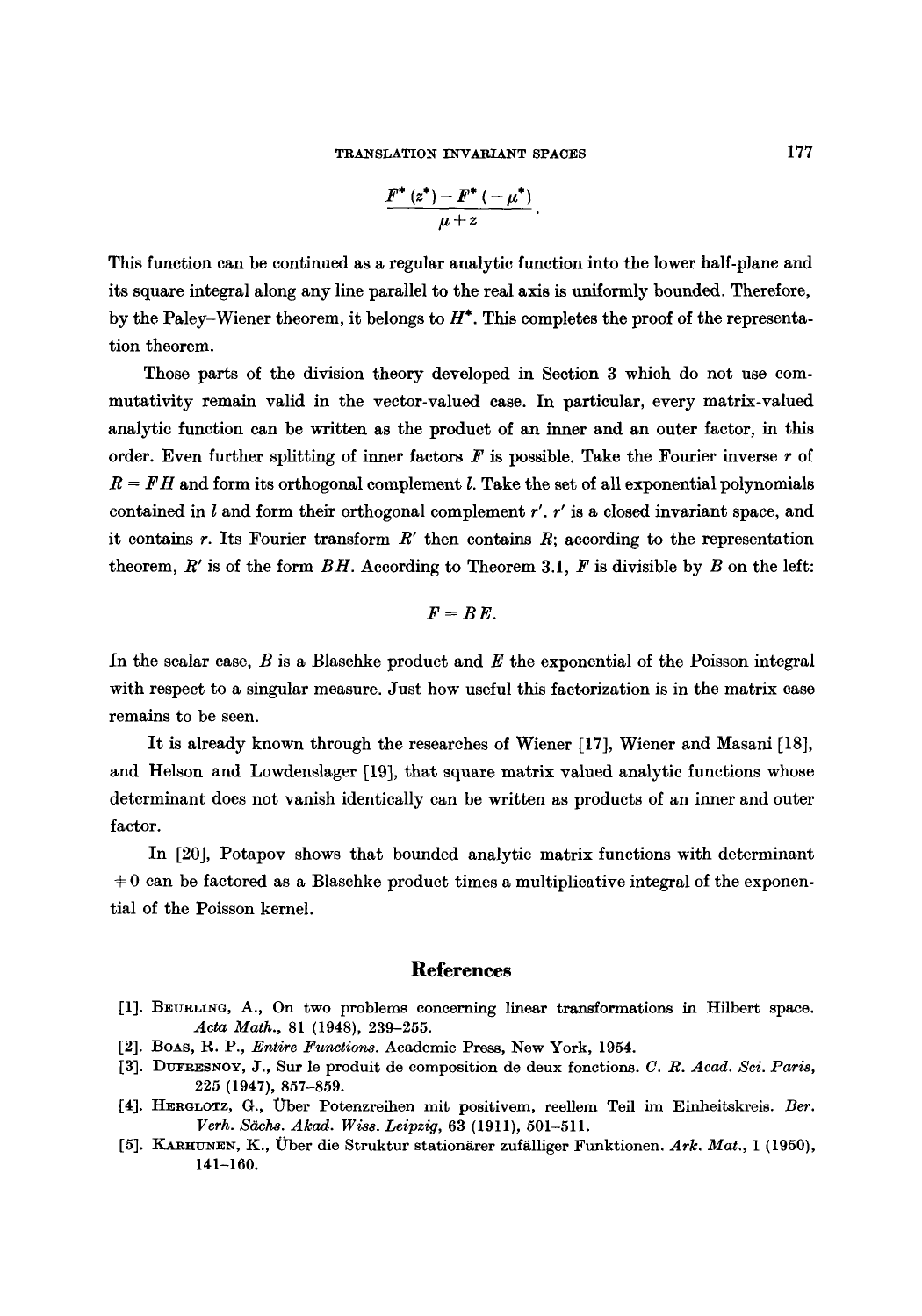$$\frac{F^*(z^*) - F^*(-\mu^*)}{\mu + z}.$$

This function can be continued as a regular analytic function into the lower half-plane and its square integral along any line parallel to the real axis is uniformly bounded. Therefore, by the Paley–Wiener theorem, it belongs to $H^*$. This completes the proof of the representation theorem.

Those parts of the division theory developed in Section 3 which do not use commutativity remain valid in the vector-valued case. In particular, every matrix-valued analytic function can be written as the product of an inner and an outer factor, in this order. Even further splitting of inner factors $F$ is possible. Take the Fourier inverse $r$ of $R = FH$ and form its orthogonal complement $l$. Take the set of all exponential polynomials contained in $l$ and form their orthogonal complement $r'$. $r'$ is a closed invariant space, and it contains $r$. Its Fourier transform $R'$ then contains $R$; according to the representation theorem, $R'$ is of the form $BH$. According to Theorem 3.1, $F$ is divisible by $B$ on the left:

$$F = BE.$$

In the scalar case, $B$ is a Blaschke product and $E$ the exponential of the Poisson integral with respect to a singular measure. Just how useful this factorization is in the matrix case remains to be seen.

It is already known through the researches of Wiener [17], Wiener and Masani [18], and Helson and Lowdenslager [19], that square matrix valued analytic functions whose determinant does not vanish identically can be written as products of an inner and outer factor.

In [20], Potapov shows that bounded analytic matrix functions with determinant $\neq 0$ can be factored as a Blaschke product times a multiplicative integral of the exponential of the Poisson kernel.

## References

[1]. Beurling, A., On two problems concerning linear transformations in Hilbert space. *Acta Math.*, 81 (1948), 239–255.

[2]. Boas, R. P., *Entire Functions*. Academic Press, New York, 1954.

[3]. Dufresnoy, J., Sur le produit de composition de deux fonctions. *C. R. Acad. Sci. Paris*, 225 (1947), 857–859.

[4]. Herglotz, G., Über Potenzreihen mit positivem, reellem Teil im Einheitskreis. *Ber. Verh. Sächs. Akad. Wiss. Leipzig*, 63 (1911), 501–511.

[5]. Karhunen, K., Über die Struktur stationärer zufälliger Funktionen. *Ark. Mat.*, 1 (1950), 141–160.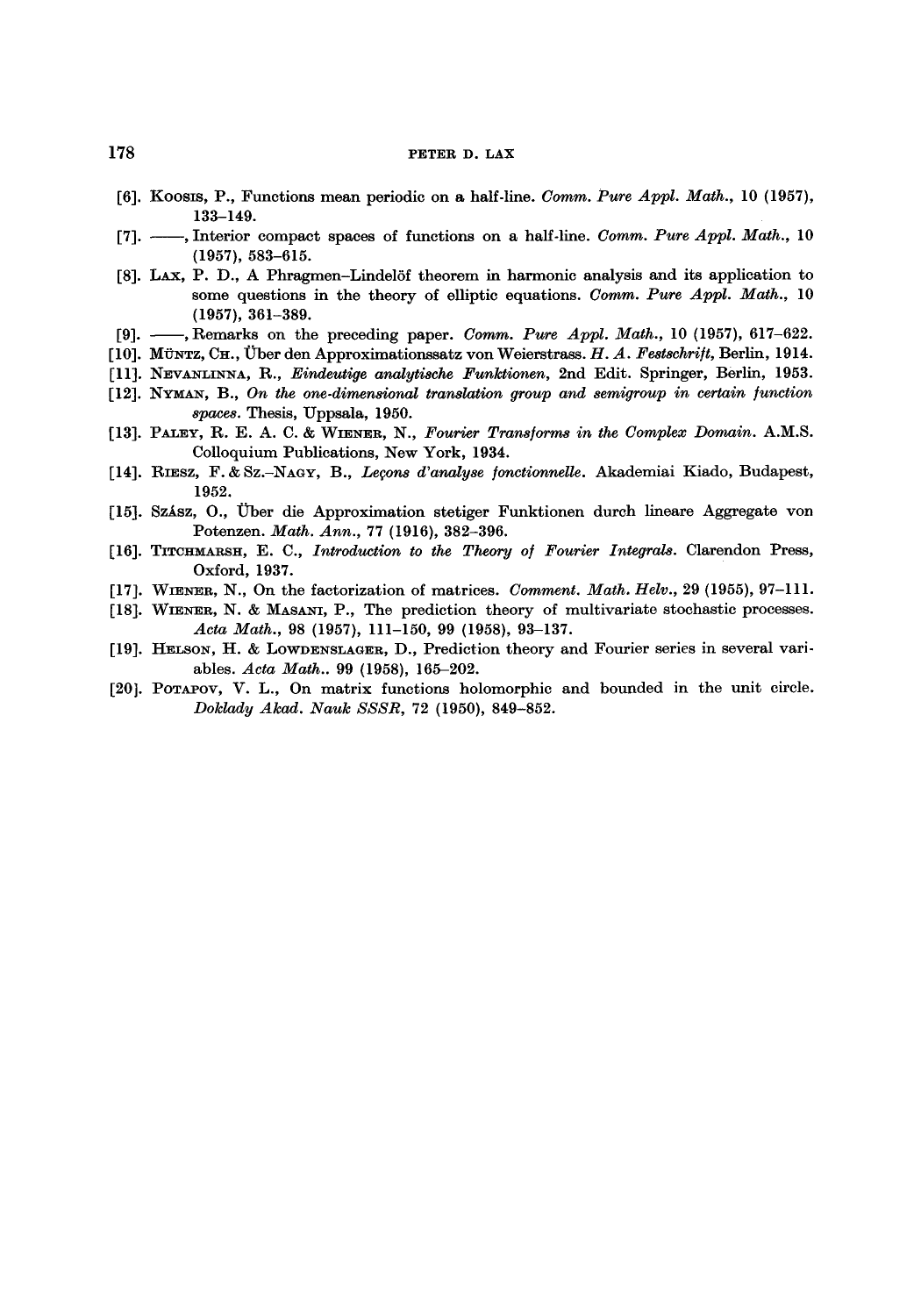[6]. KOOSIS, P., Functions mean periodic on a half-line. *Comm. Pure Appl. Math.*, 10 (1957), 133–149.

[7]. ——, Interior compact spaces of functions on a half-line. *Comm. Pure Appl. Math.*, 10 (1957), 583–615.

[8]. LAX, P. D., A Phragmen–Lindelöf theorem in harmonic analysis and its application to some questions in the theory of elliptic equations. *Comm. Pure Appl. Math.*, 10 (1957), 361–389.

[9]. ——, Remarks on the preceding paper. *Comm. Pure Appl. Math.*, 10 (1957), 617–622.

[10]. MÜNTZ, CH., Über den Approximationssatz von Weierstrass. *H. A. Festschrift*, Berlin, 1914.

[11]. NEVANLINNA, R., *Eindeutige analytische Funktionen*, 2nd Edit. Springer, Berlin, 1953.

[12]. NYMAN, B., *On the one-dimensional translation group and semigroup in certain function spaces*. Thesis, Uppsala, 1950.

[13]. PALEY, R. E. A. C. & WIENER, N., *Fourier Transforms in the Complex Domain*. A.M.S. Colloquium Publications, New York, 1934.

[14]. RIESZ, F. & SZ.-NAGY, B., *Leçons d'analyse fonctionnelle*. Akademiai Kiado, Budapest, 1952.

[15]. SZÁSZ, O., Über die Approximation stetiger Funktionen durch lineare Aggregate von Potenzen. *Math. Ann.*, 77 (1916), 382–396.

[16]. TITCHMARSH, E. C., *Introduction to the Theory of Fourier Integrals*. Clarendon Press, Oxford, 1937.

[17]. WIENER, N., On the factorization of matrices. *Comment. Math. Helv.*, 29 (1955), 97–111.

[18]. WIENER, N. & MASANI, P., The prediction theory of multivariate stochastic processes. *Acta Math.*, 98 (1957), 111–150, 99 (1958), 93–137.

[19]. HELSON, H. & LOWDENSLAGER, D., Prediction theory and Fourier series in several variables. *Acta Math.*. 99 (1958), 165–202.

[20]. POTAPOV, V. L., On matrix functions holomorphic and bounded in the unit circle. *Doklady Akad. Nauk SSSR*, 72 (1950), 849–852.